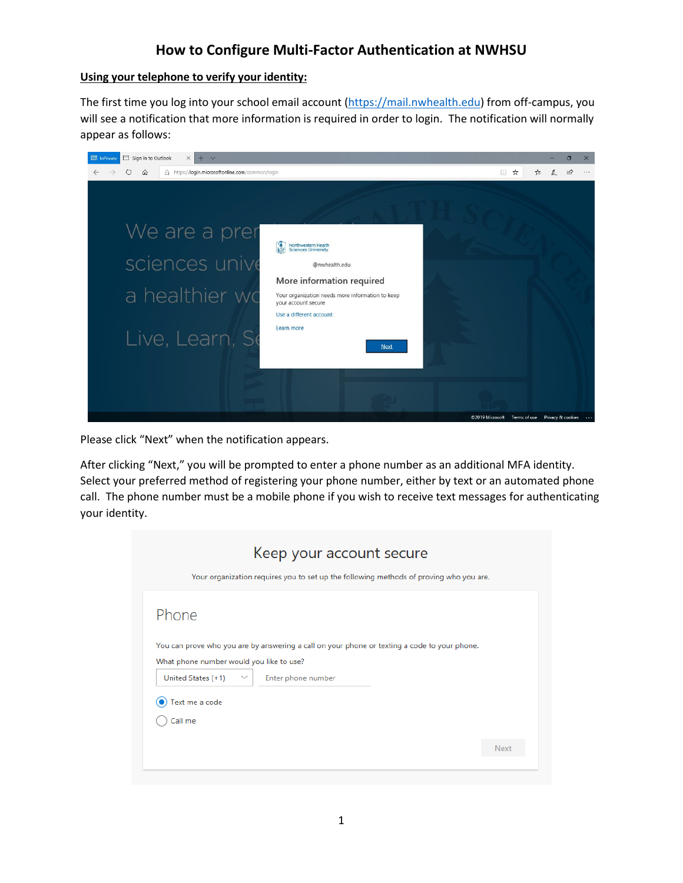# How to Configure Multi-Factor Authentication at NWHSU

**Using your telephone to verify your identity:**

The first time you log into your school email account (https://mail.nwhealth.edu) from off-campus, you will see a notification that more information is required in order to login. The notification will normally appear as follows:

Please click "Next" when the notification appears.

After clicking "Next," you will be prompted to enter a phone number as an additional MFA identity. Select your preferred method of registering your phone number, either by text or an automated phone call. The phone number must be a mobile phone if you wish to receive text messages for authenticating your identity.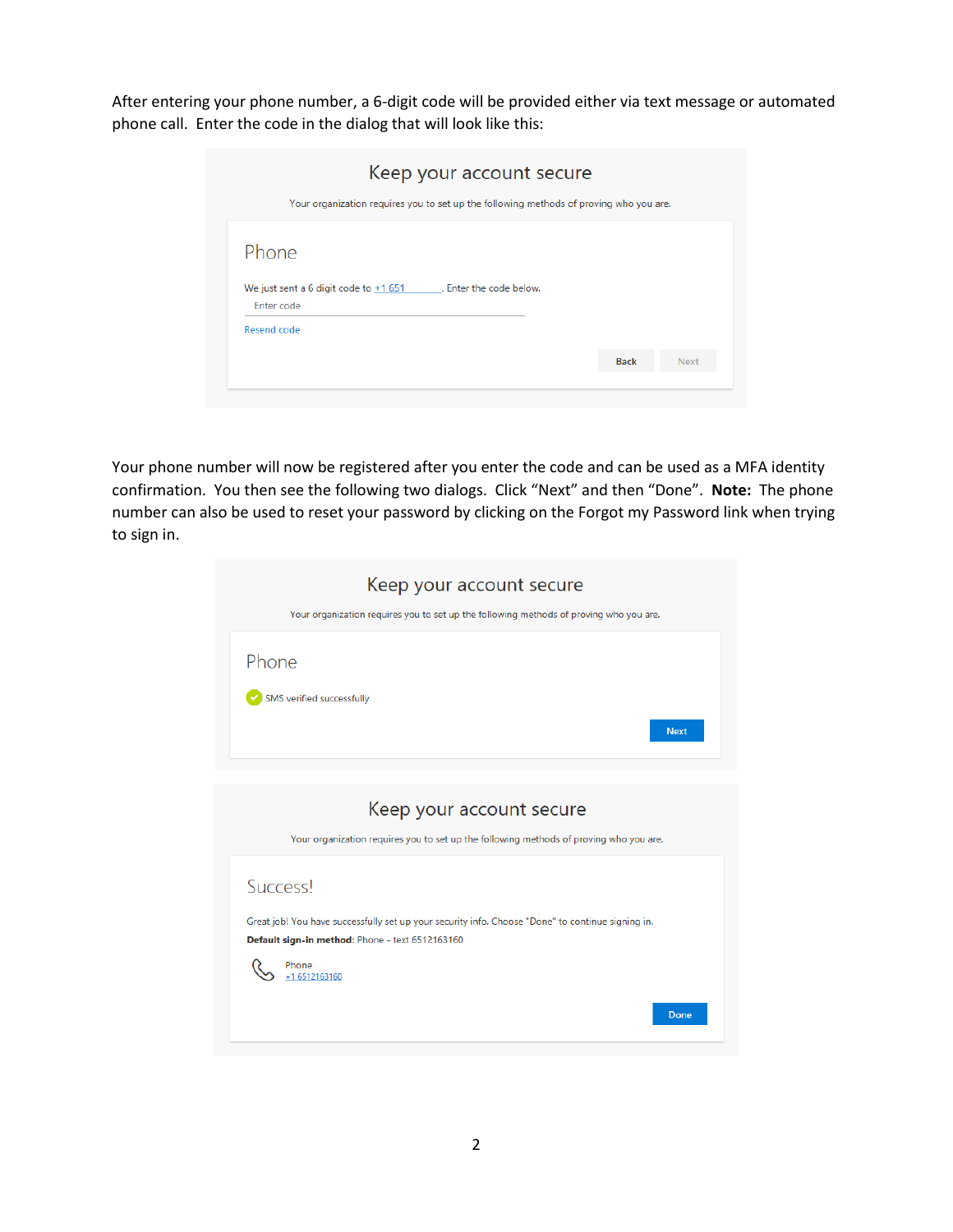After entering your phone number, a 6-digit code will be provided either via text message or automated phone call.  Enter the code in the dialog that will look like this:

Keep your account secure

Your organization requires you to set up the following methods of proving who you are.

Phone

We just sent a 6 digit code to +1 651 . Enter the code below.

Enter code

Resend code

Back Next

Your phone number will now be registered after you enter the code and can be used as a MFA identity confirmation.  You then see the following two dialogs.  Click “Next” and then “Done”.  **Note:** The phone number can also be used to reset your password by clicking on the Forgot my Password link when trying to sign in.

Keep your account secure

Your organization requires you to set up the following methods of proving who you are.

Phone

SMS verified successfully

Next

Keep your account secure

Your organization requires you to set up the following methods of proving who you are.

Success!

Great job! You have successfully set up your security info. Choose "Done" to continue signing in.

**Default sign-in method:** Phone - text 6512163160

Phone
+1 6512163160

Done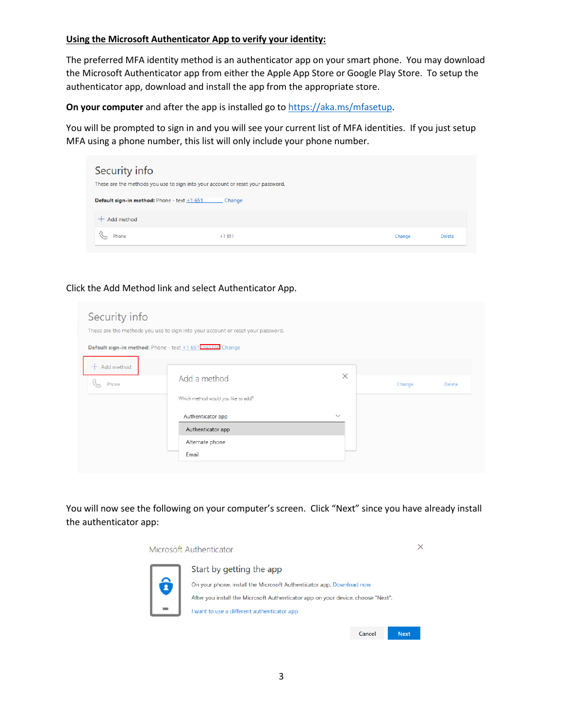**<u>Using the Microsoft Authenticator App to verify your identity:</u>**

The preferred MFA identity method is an authenticator app on your smart phone. You may download the Microsoft Authenticator app from either the Apple App Store or Google Play Store. To setup the authenticator app, download and install the app from the appropriate store.

**On your computer** and after the app is installed go to [https://aka.ms/mfasetup](https://aka.ms/mfasetup).

You will be prompted to sign in and you will see your current list of MFA identities. If you just setup MFA using a phone number, this list will only include your phone number.

Click the Add Method link and select Authenticator App.

You will now see the following on your computer's screen. Click "Next" since you have already install the authenticator app: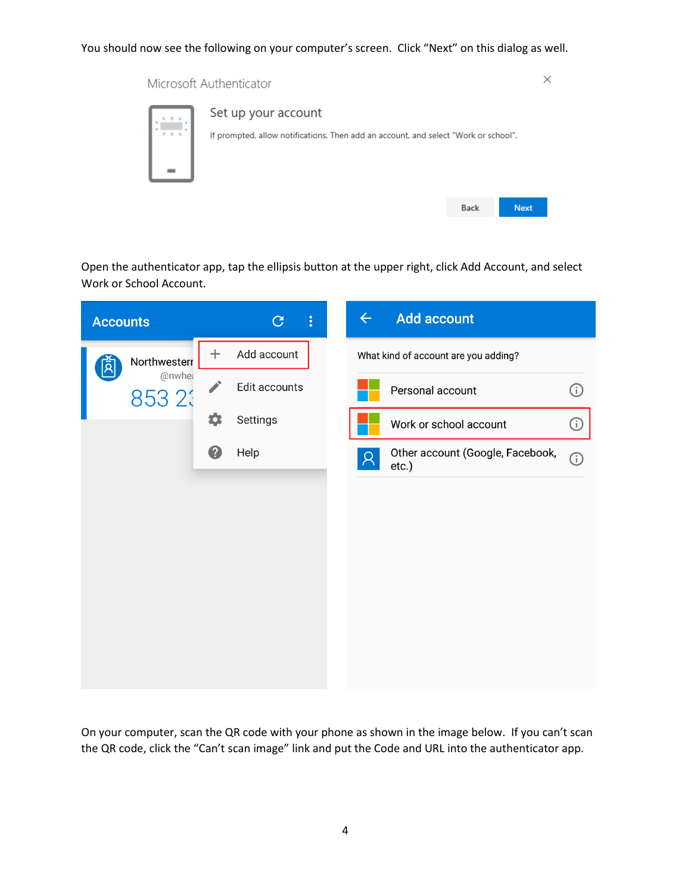You should now see the following on your computer's screen.  Click "Next" on this dialog as well.

Open the authenticator app, tap the ellipsis button at the upper right, click Add Account, and select Work or School Account.

On your computer, scan the QR code with your phone as shown in the image below.  If you can't scan the QR code, click the "Can't scan image" link and put the Code and URL into the authenticator app.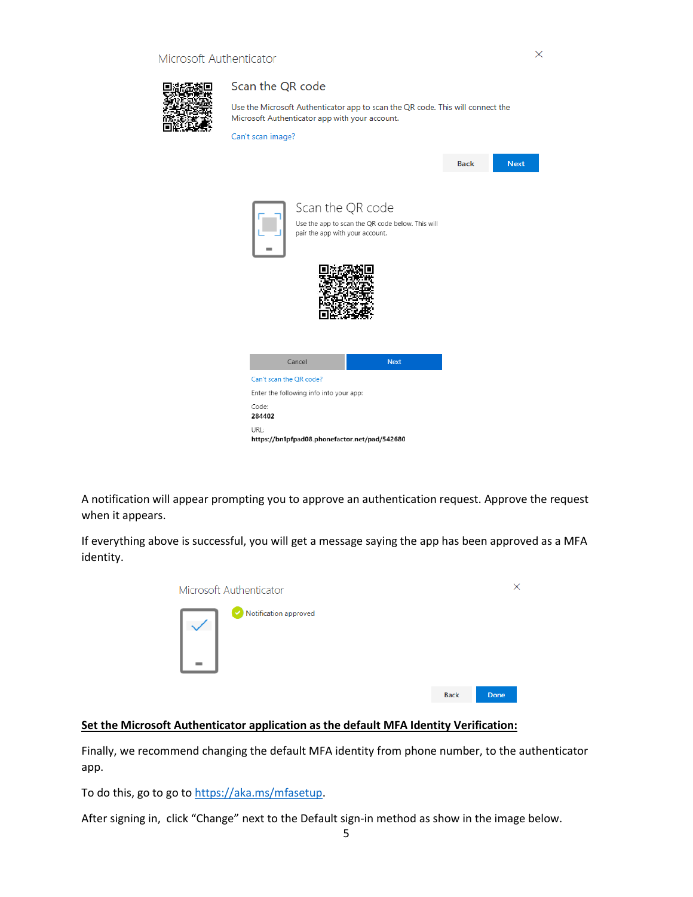Microsoft Authenticator

Scan the QR code

Use the Microsoft Authenticator app to scan the QR code. This will connect the Microsoft Authenticator app with your account.

Can't scan image?

Back Next

Scan the QR code

Use the app to scan the QR code below. This will pair the app with your account.

Cancel Next

Can't scan the QR code?

Enter the following info into your app:

Code:
**284402**

URL:
**https://bn1pfpad08.phonefactor.net/pad/542680**

A notification will appear prompting you to approve an authentication request. Approve the request when it appears.

If everything above is successful, you will get a message saying the app has been approved as a MFA identity.

Microsoft Authenticator

Notification approved

Back Done

**Set the Microsoft Authenticator application as the default MFA Identity Verification:**

Finally, we recommend changing the default MFA identity from phone number, to the authenticator app.

To do this, go to go to https://aka.ms/mfasetup.

After signing in, click "Change" next to the Default sign-in method as show in the image below.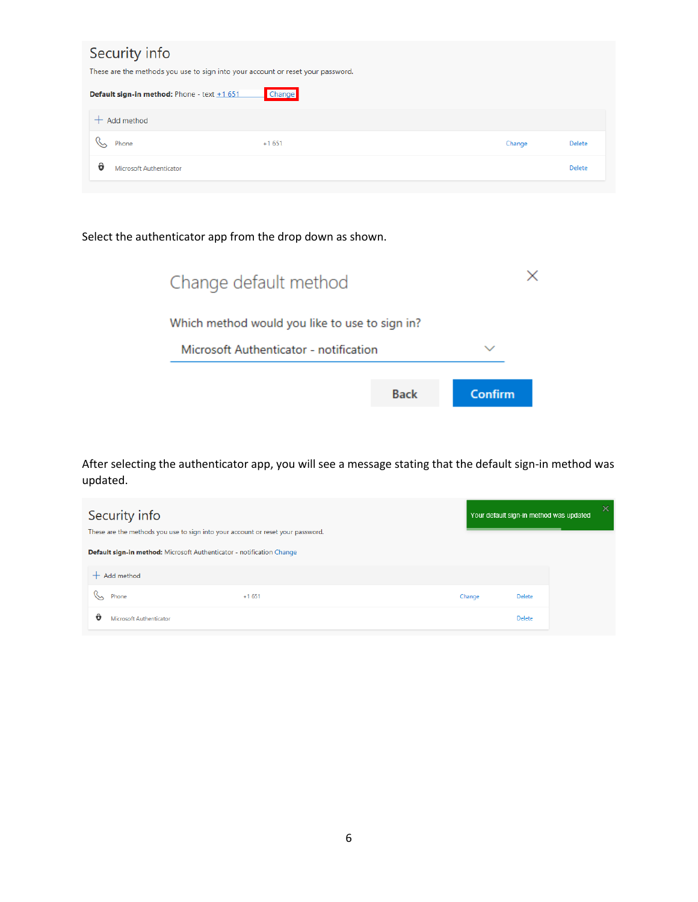Security info

These are the methods you use to sign into your account or reset your password.

**Default sign-in method:** Phone - text +1 651 Change

+ Add method

| | | | |
|---|---|---|---|
| Phone | +1 651 | Change | Delete |
| Microsoft Authenticator | | | Delete |

Select the authenticator app from the drop down as shown.

Change default method

Which method would you like to use to sign in?

Microsoft Authenticator - notification

Back Confirm

After selecting the authenticator app, you will see a message stating that the default sign-in method was updated.

Security info

Your default sign-in method was updated

These are the methods you use to sign into your account or reset your password.

**Default sign-in method:** Microsoft Authenticator - notification Change

+ Add method

| | | | |
|---|---|---|---|
| Phone | +1 651 | Change | Delete |
| Microsoft Authenticator | | | Delete |